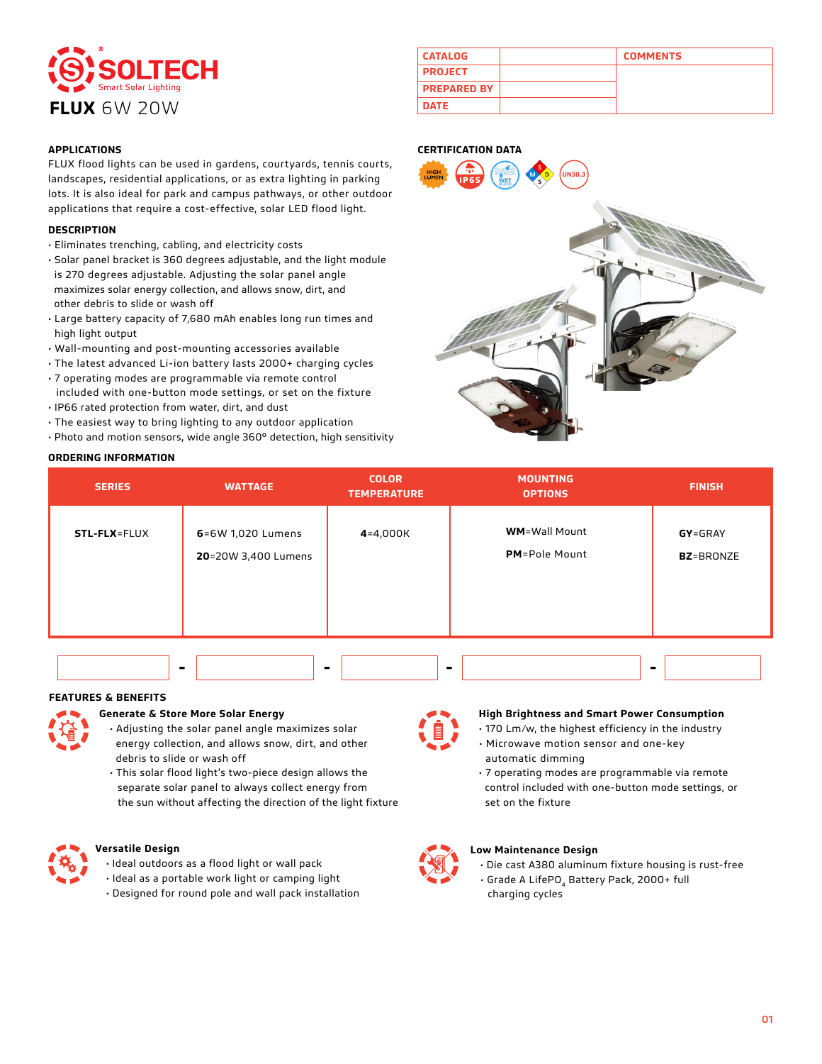SOLTECH®
Smart Solar Lighting

# FLUX 6W 20W

| | | |
|---|---|---|
| CATALOG | | COMMENTS |
| PROJECT | | |
| PREPARED BY | | |
| DATE | | |

## APPLICATIONS

FLUX flood lights can be used in gardens, courtyards, tennis courts, landscapes, residential applications, or as extra lighting in parking lots. It is also ideal for park and campus pathways, or other outdoor applications that require a cost-effective, solar LED flood light.

## DESCRIPTION

- Eliminates trenching, cabling, and electricity costs
- Solar panel bracket is 360 degrees adjustable, and the light module is 270 degrees adjustable. Adjusting the solar panel angle maximizes solar energy collection, and allows snow, dirt, and other debris to slide or wash off
- Large battery capacity of 7,680 mAh enables long run times and high light output
- Wall-mounting and post-mounting accessories available
- The latest advanced Li-ion battery lasts 2000+ charging cycles
- 7 operating modes are programmable via remote control included with one-button mode settings, or set on the fixture
- IP66 rated protection from water, dirt, and dust
- The easiest way to bring lighting to any outdoor application
- Photo and motion sensors, wide angle 360° detection, high sensitivity

## CERTIFICATION DATA

HIGH LUMEN, IP65, WET, UN38.3

## ORDERING INFORMATION

| SERIES | WATTAGE | COLOR TEMPERATURE | MOUNTING OPTIONS | FINISH |
|---|---|---|---|---|
| **STL-FLX**=FLUX | **6**=6W 1,020 Lumens<br>**20**=20W 3,400 Lumens | **4**=4,000K | **WM**=Wall Mount<br>**PM**=Pole Mount | **GY**=GRAY<br>**BZ**=BRONZE |

\_\_\_\_\_ - \_\_\_\_\_ - \_\_\_\_\_ - \_\_\_\_\_ - \_\_\_\_\_

## FEATURES & BENEFITS

### Generate & Store More Solar Energy

- Adjusting the solar panel angle maximizes solar energy collection, and allows snow, dirt, and other debris to slide or wash off
- This solar flood light's two-piece design allows the separate solar panel to always collect energy from the sun without affecting the direction of the light fixture

### High Brightness and Smart Power Consumption

- 170 Lm/w, the highest efficiency in the industry
- Microwave motion sensor and one-key automatic dimming
- 7 operating modes are programmable via remote control included with one-button mode settings, or set on the fixture

### Versatile Design

- Ideal outdoors as a flood light or wall pack
- Ideal as a portable work light or camping light
- Designed for round pole and wall pack installation

### Low Maintenance Design

- Die cast A380 aluminum fixture housing is rust-free
- Grade A $LiFePO_4$ Battery Pack, 2000+ full charging cycles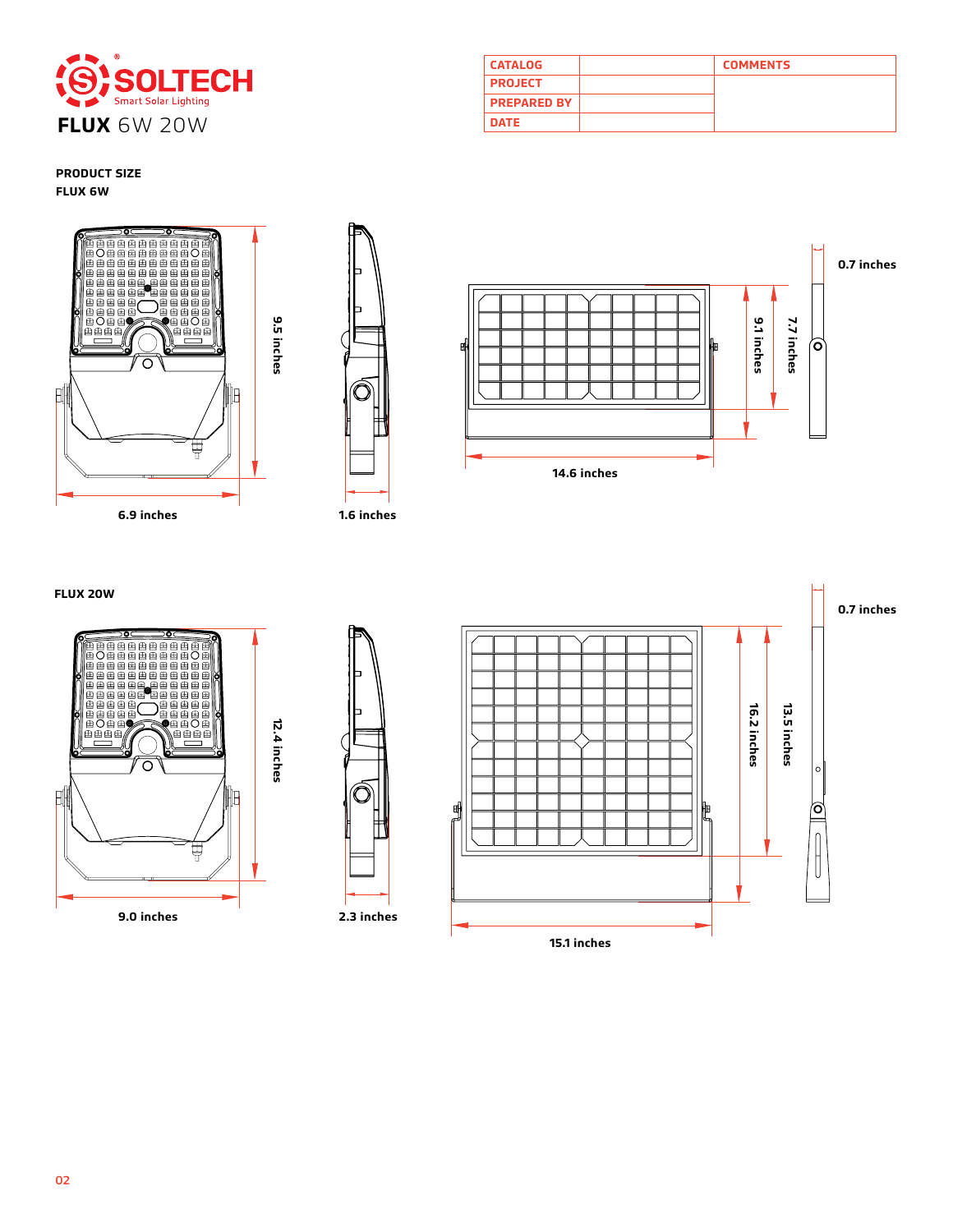**SOLTECH**
Smart Solar Lighting

**FLUX** 6W 20W

| CATALOG | | COMMENTS |
|---|---|---|
| PROJECT | | |
| PREPARED BY | | |
| DATE | | |

**PRODUCT SIZE**

**FLUX 6W**

9.5 inches

6.9 inches

1.6 inches

9.1 inches

7.7 inches

0.7 inches

14.6 inches

**FLUX 20W**

12.4 inches

9.0 inches

2.3 inches

16.2 inches

13.5 inches

0.7 inches

15.1 inches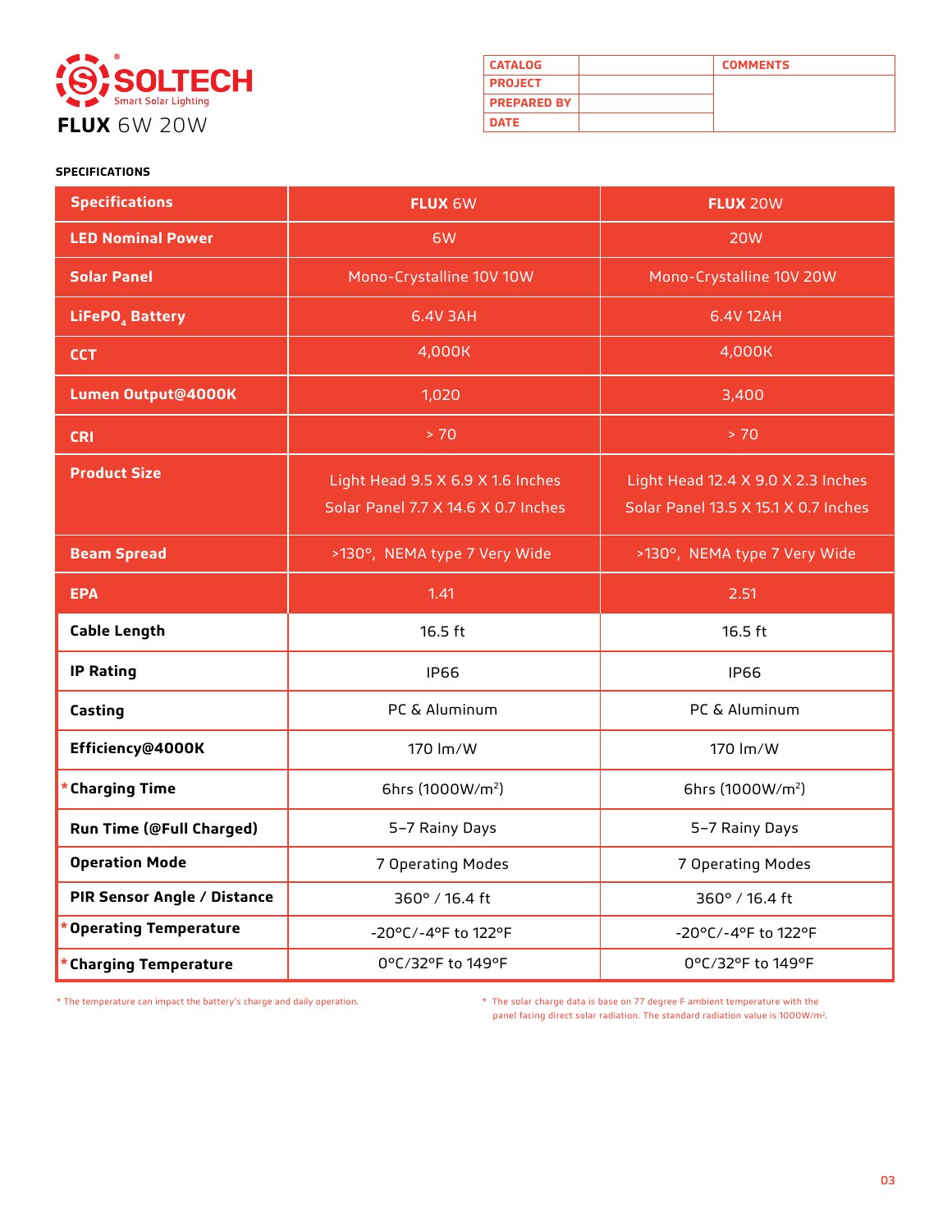SOLTECH® Smart Solar Lighting

# **FLUX** 6W 20W

| CATALOG | | COMMENTS |
|---|---|---|
| PROJECT | | |
| PREPARED BY | | |
| DATE | | |

**SPECIFICATIONS**

| Specifications | **FLUX** 6W | **FLUX** 20W |
|---|---|---|
| LED Nominal Power | 6W | 20W |
| Solar Panel | Mono-Crystalline 10V 10W | Mono-Crystalline 10V 20W |
| $LiFePO_4$ Battery | 6.4V 3AH | 6.4V 12AH |
| CCT | 4,000K | 4,000K |
| Lumen Output@4000K | 1,020 | 3,400 |
| CRI | > 70 | > 70 |
| Product Size | Light Head 9.5 X 6.9 X 1.6 Inches<br>Solar Panel 7.7 X 14.6 X 0.7 Inches | Light Head 12.4 X 9.0 X 2.3 Inches<br>Solar Panel 13.5 X 15.1 X 0.7 Inches |
| Beam Spread | >130°, NEMA type 7 Very Wide | >130°, NEMA type 7 Very Wide |
| EPA | 1.41 | 2.51 |
| Cable Length | 16.5 ft | 16.5 ft |
| IP Rating | IP66 | IP66 |
| Casting | PC & Aluminum | PC & Aluminum |
| Efficiency@4000K | 170 lm/W | 170 lm/W |
| *Charging Time | 6hrs ($1000W/m^2$) | 6hrs ($1000W/m^2$) |
| Run Time (@Full Charged) | 5–7 Rainy Days | 5–7 Rainy Days |
| Operation Mode | 7 Operating Modes | 7 Operating Modes |
| PIR Sensor Angle / Distance | 360° / 16.4 ft | 360° / 16.4 ft |
| *Operating Temperature | -20°C/-4°F to 122°F | -20°C/-4°F to 122°F |
| *Charging Temperature | 0°C/32°F to 149°F | 0°C/32°F to 149°F |

* The temperature can impact the battery's charge and daily operation.

* The solar charge data is base on 77 degree F ambient temperature with the panel facing direct solar radiation. The standard radiation value is $1000W/m^2$.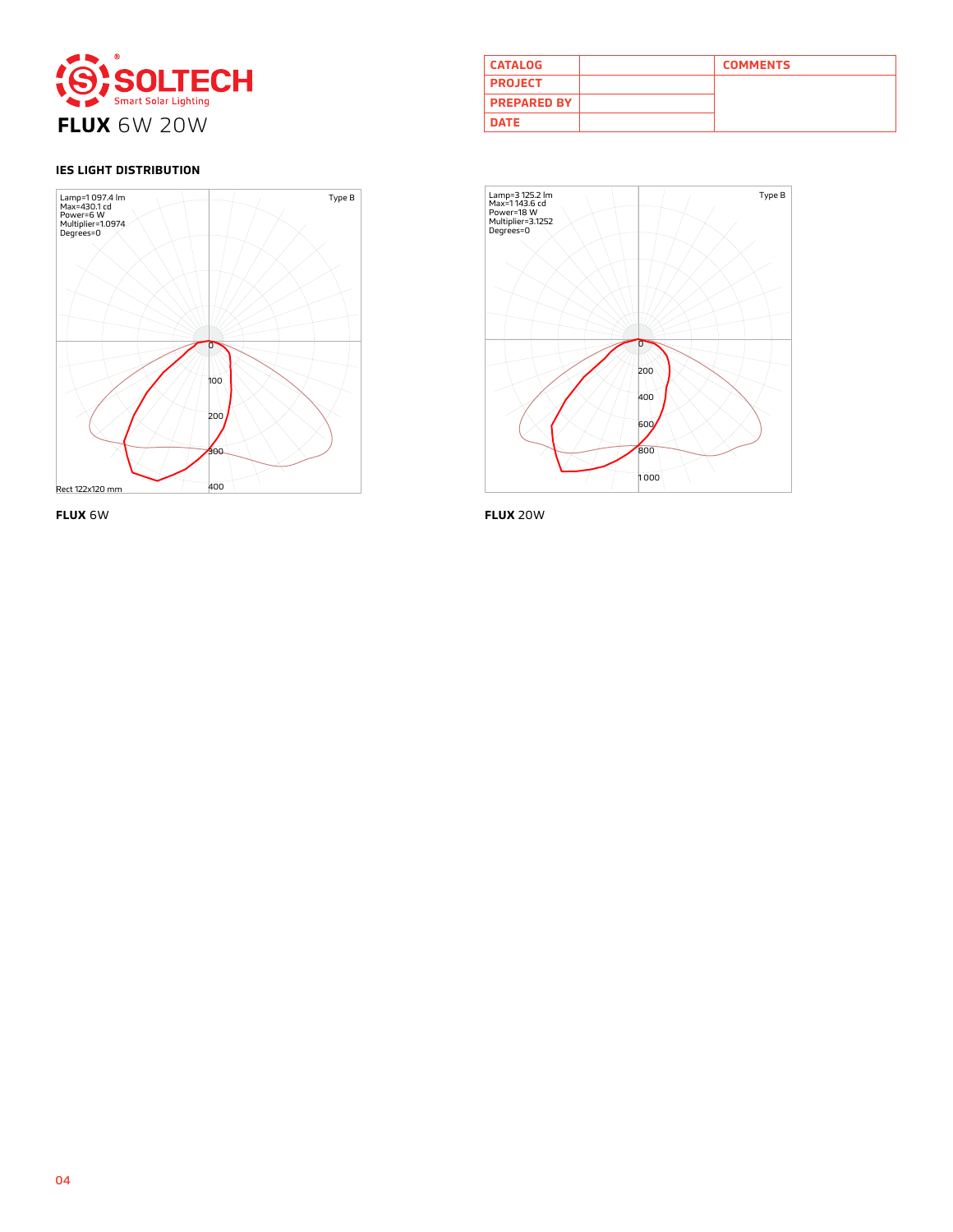# FLUX 6W 20W

| | | |
|---|---|---|
| CATALOG | | COMMENTS |
| PROJECT | | |
| PREPARED BY | | |
| DATE | | |

## IES LIGHT DISTRIBUTION

Lamp=1 097.4 lm
Max=430.1 cd
Power=6 W
Multiplier=1.0974
Degrees=0
Type B
0
100
200
300
400
Rect 122x120 mm

**FLUX** 6W

Lamp=3 125.2 lm
Max=1 143.6 cd
Power=18 W
Multiplier=3.1252
Degrees=0
Type B
0
200
400
600
800
1 000

**FLUX** 20W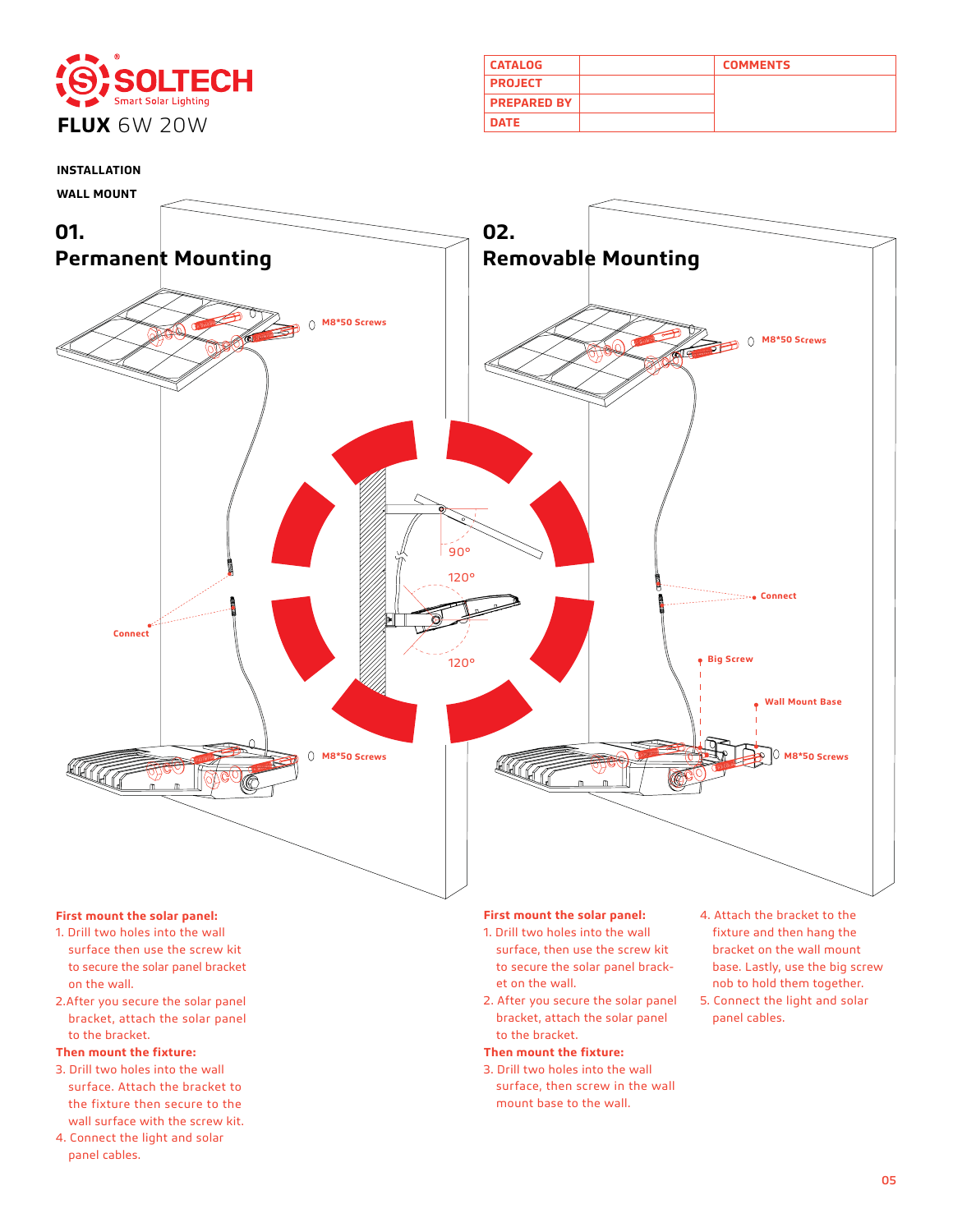**FLUX** 6W 20W

| CATALOG | | COMMENTS |
|---|---|---|
| PROJECT | | |
| PREPARED BY | | |
| DATE | | |

**INSTALLATION**

**WALL MOUNT**

## 01. Permanent Mounting

M8*50 Screws

Connect

M8*50 Screws

90°

120°

120°

**First mount the solar panel:**

1. Drill two holes into the wall surface then use the screw kit to secure the solar panel bracket on the wall.
2. After you secure the solar panel bracket, attach the solar panel to the bracket.

**Then mount the fixture:**

3. Drill two holes into the wall surface. Attach the bracket to the fixture then secure to the wall surface with the screw kit.
4. Connect the light and solar panel cables.

## 02. Removable Mounting

M8*50 Screws

Connect

Big Screw

Wall Mount Base

M8*50 Screws

**First mount the solar panel:**

1. Drill two holes into the wall surface, then use the screw kit to secure the solar panel bracket on the wall.
2. After you secure the solar panel bracket, attach the solar panel to the bracket.

**Then mount the fixture:**

3. Drill two holes into the wall surface, then screw in the wall mount base to the wall.
4. Attach the bracket to the fixture and then hang the bracket on the wall mount base. Lastly, use the big screw nob to hold them together.
5. Connect the light and solar panel cables.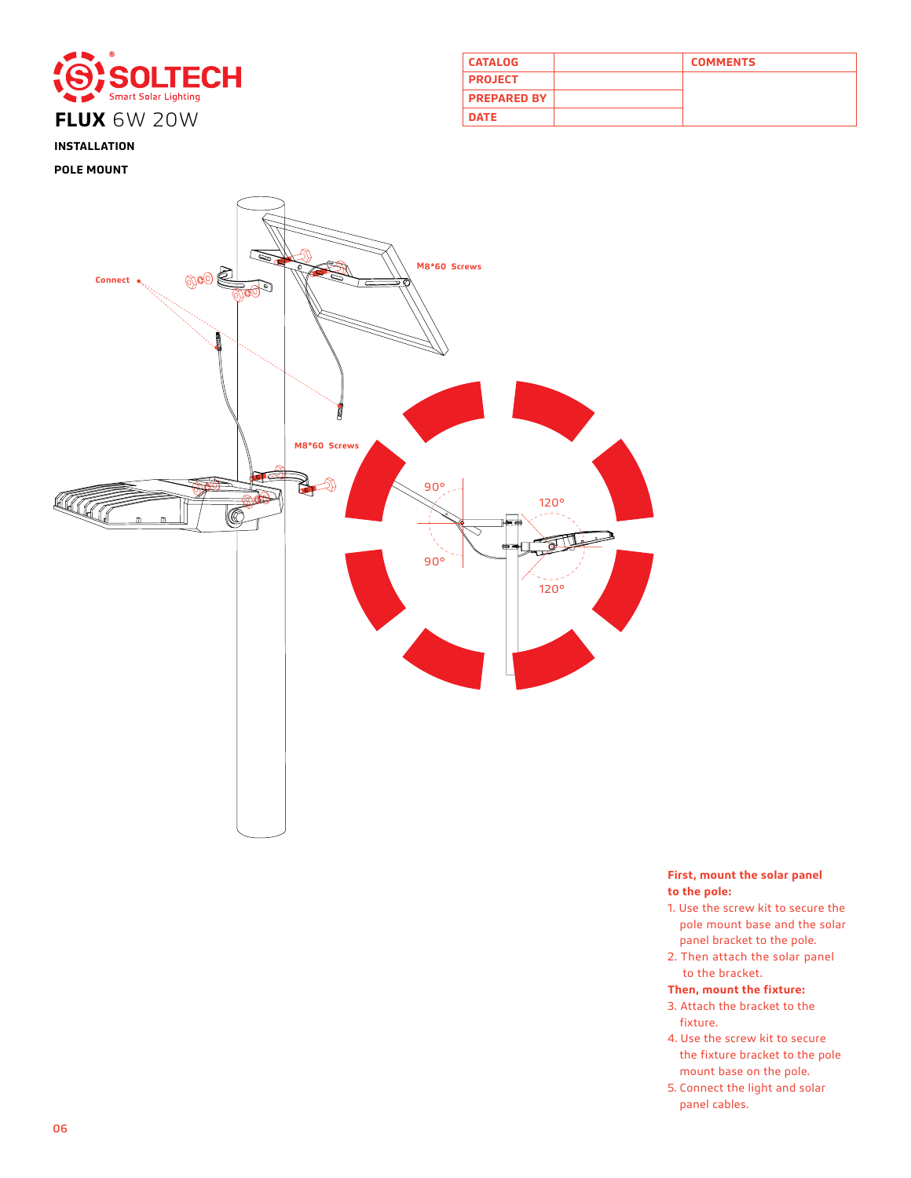# SOLTECH

Smart Solar Lighting

## FLUX 6W 20W

| | | |
|---|---|---|
| CATALOG | | COMMENTS |
| PROJECT | | |
| PREPARED BY | | |
| DATE | | |

**INSTALLATION**

**POLE MOUNT**

Connect

M8*60 Screws

M8*60 Screws

90°

90°

120°

120°

**First, mount the solar panel to the pole:**

1. Use the screw kit to secure the pole mount base and the solar panel bracket to the pole.
2. Then attach the solar panel to the bracket.

**Then, mount the fixture:**

3. Attach the bracket to the fixture.
4. Use the screw kit to secure the fixture bracket to the pole mount base on the pole.
5. Connect the light and solar panel cables.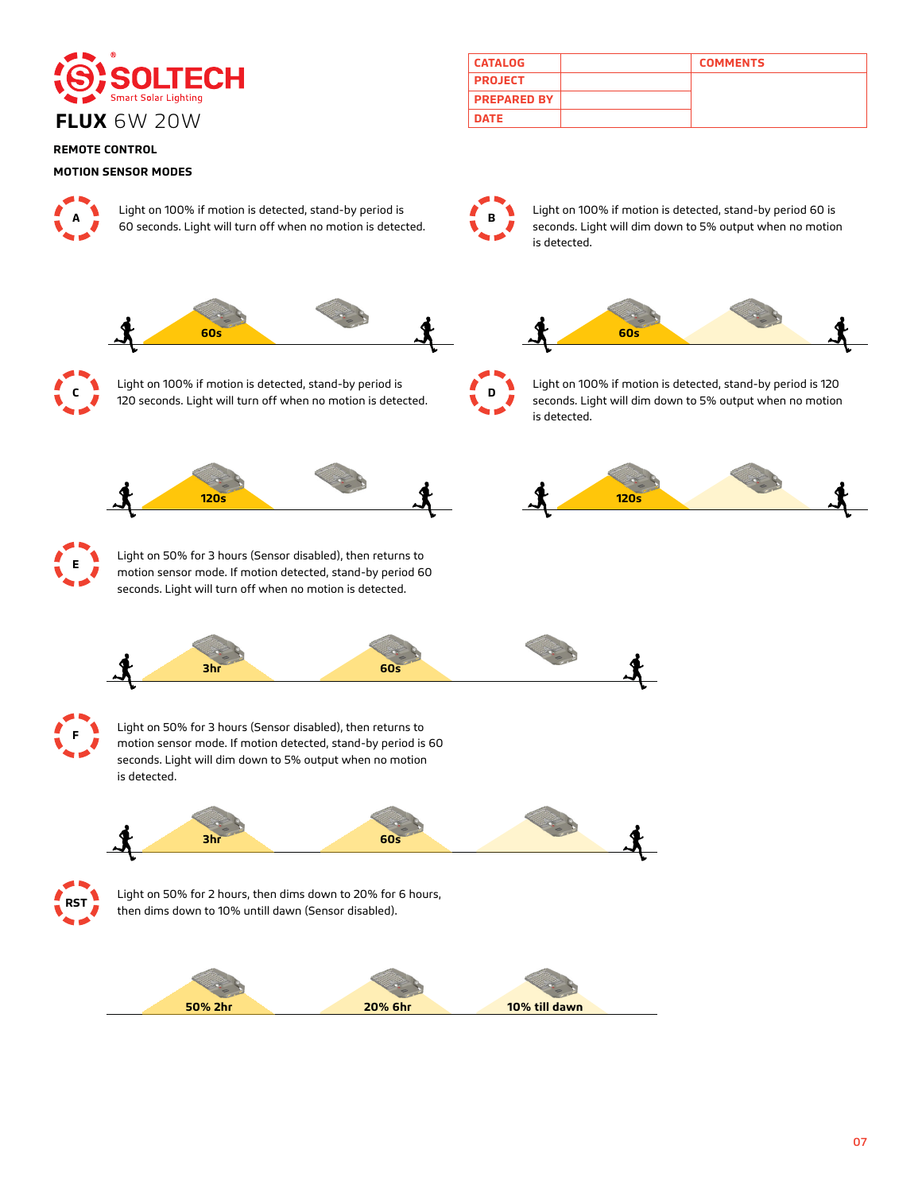**SOLTECH** Smart Solar Lighting

# FLUX 6W 20W

| CATALOG | | COMMENTS |
|---|---|---|
| PROJECT | | |
| PREPARED BY | | |
| DATE | | |

**REMOTE CONTROL**

**MOTION SENSOR MODES**

**A**

Light on 100% if motion is detected, stand-by period is 60 seconds. Light will turn off when no motion is detected.

60s

**B**

Light on 100% if motion is detected, stand-by period 60 is seconds. Light will dim down to 5% output when no motion is detected.

60s

**C**

Light on 100% if motion is detected, stand-by period is 120 seconds. Light will turn off when no motion is detected.

120s

**D**

Light on 100% if motion is detected, stand-by period is 120 seconds. Light will dim down to 5% output when no motion is detected.

120s

**E**

Light on 50% for 3 hours (Sensor disabled), then returns to motion sensor mode. If motion detected, stand-by period 60 seconds. Light will turn off when no motion is detected.

3hr

60s

**F**

Light on 50% for 3 hours (Sensor disabled), then returns to motion sensor mode. If motion detected, stand-by period is 60 seconds. Light will dim down to 5% output when no motion is detected.

3hr

60s

**RST**

Light on 50% for 2 hours, then dims down to 20% for 6 hours, then dims down to 10% untill dawn (Sensor disabled).

50% 2hr

20% 6hr

10% till dawn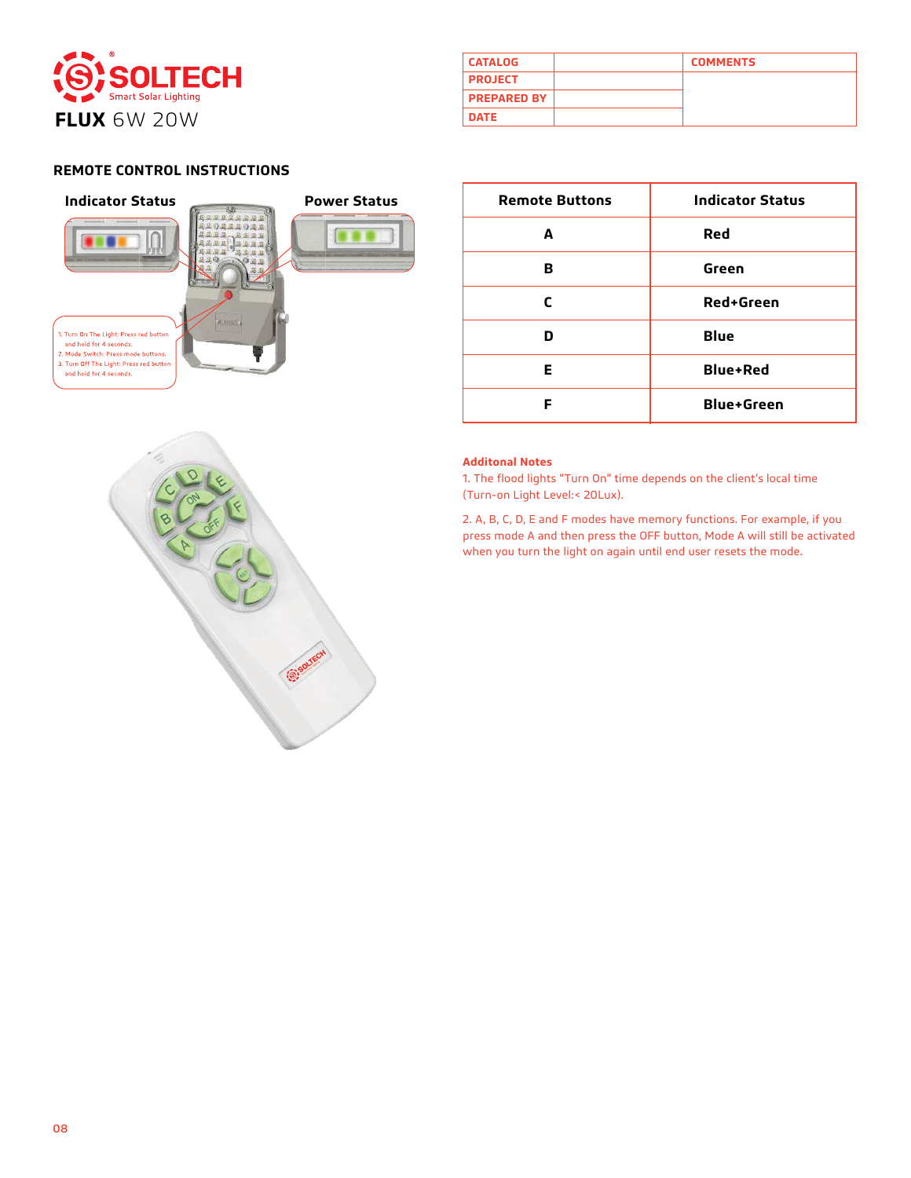SOLTECH
Smart Solar Lighting

**FLUX** 6W 20W

| | | |
|---|---|---|
| CATALOG | | COMMENTS |
| PROJECT | | |
| PREPARED BY | | |
| DATE | | |

## REMOTE CONTROL INSTRUCTIONS

Indicator Status

Power Status

1. Turn On The Light: Press red button and hold for 4 seconds.
2. Mode Switch: Press mode buttons.
3. Turn Off The Light: Press red button and hold for 4 seconds.

| Remote Buttons | Indicator Status |
|---|---|
| A | Red |
| B | Green |
| C | Red+Green |
| D | Blue |
| E | Blue+Red |
| F | Blue+Green |

**Additonal Notes**

1. The flood lights "Turn On" time depends on the client's local time (Turn-on Light Level:< 20Lux).

2. A, B, C, D, E and F modes have memory functions. For example, if you press mode A and then press the OFF button, Mode A will still be activated when you turn the light on again until end user resets the mode.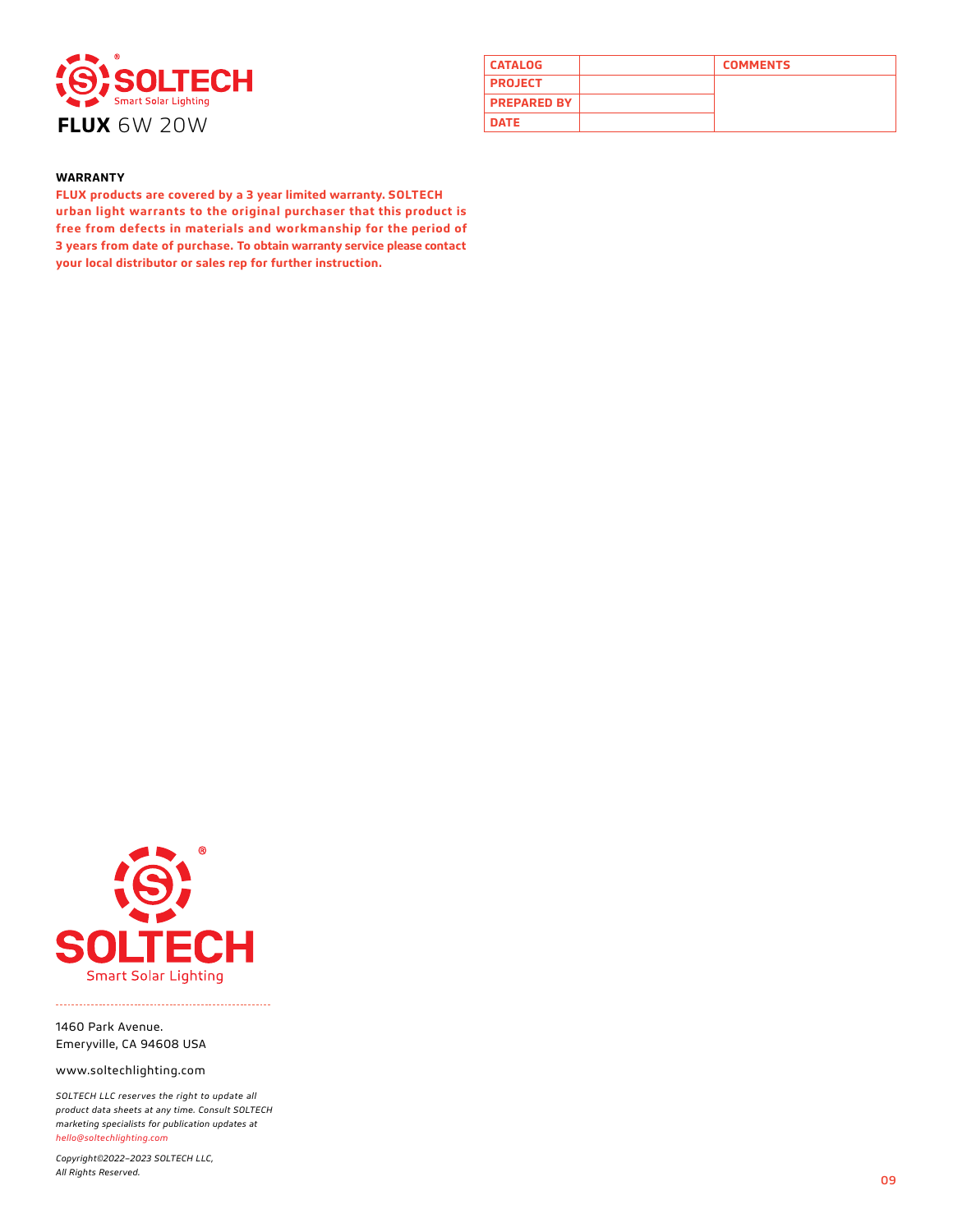# SOLTECH

Smart Solar Lighting

**FLUX** 6W 20W

| CATALOG | | COMMENTS |
|---|---|---|
| PROJECT | | |
| PREPARED BY | | |
| DATE | | |

**WARRANTY**

**FLUX products are covered by a 3 year limited warranty. SOLTECH urban light warrants to the original purchaser that this product is free from defects in materials and workmanship for the period of 3 years from date of purchase. To obtain warranty service please contact your local distributor or sales rep for further instruction.**

SOLTECH

Smart Solar Lighting

1460 Park Avenue.
Emeryville, CA 94608 USA

www.soltechlighting.com

*SOLTECH LLC reserves the right to update all product data sheets at any time. Consult SOLTECH marketing specialists for publication updates at hello@soltechlighting.com*

*Copyright©2022–2023 SOLTECH LLC, All Rights Reserved.*